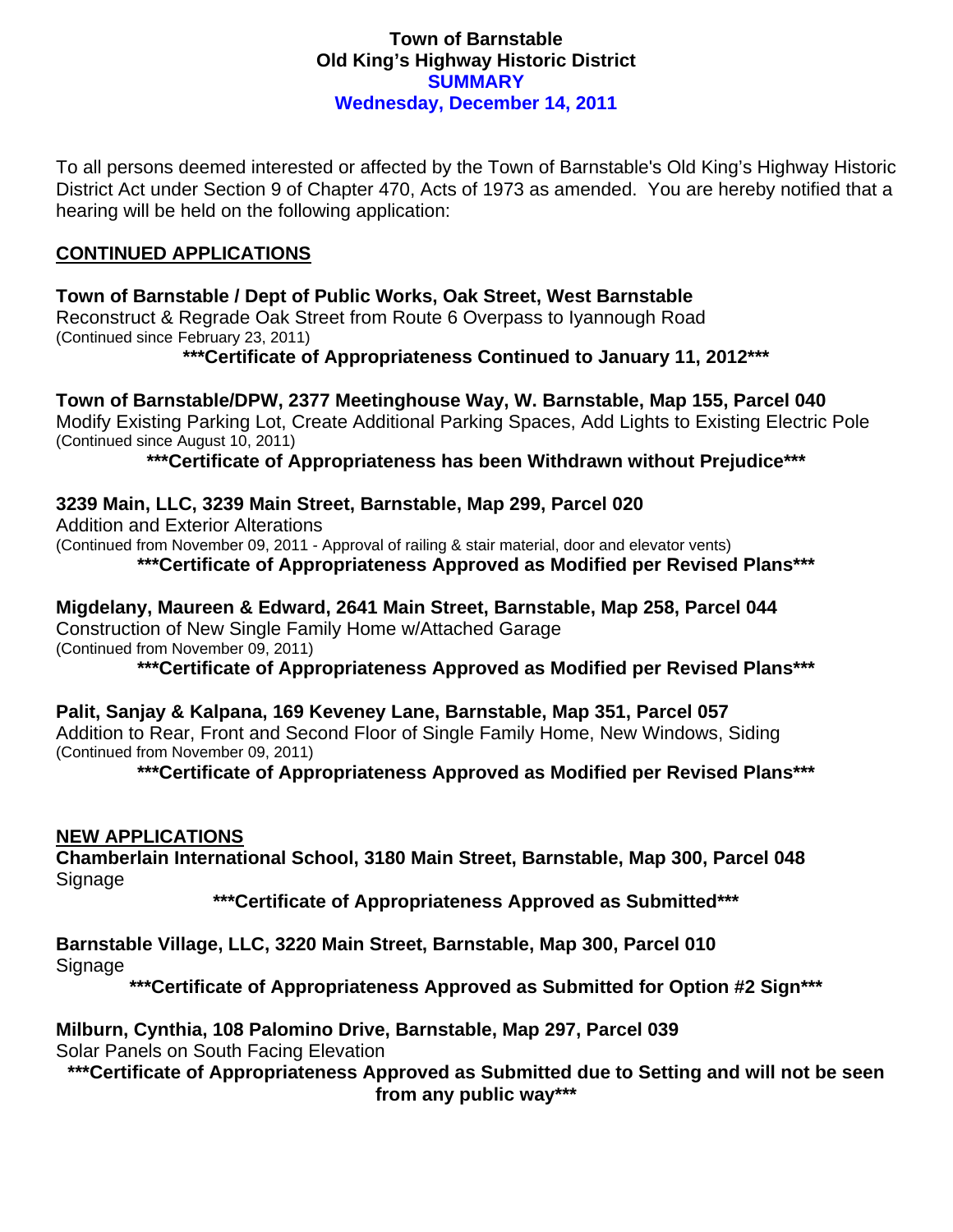# Town of Barnstable
# Old King's Highway Historic District
# SUMMARY
# Wednesday, December 14, 2011

To all persons deemed interested or affected by the Town of Barnstable's Old King's Highway Historic District Act under Section 9 of Chapter 470, Acts of 1973 as amended. You are hereby notified that a hearing will be held on the following application:

## CONTINUED APPLICATIONS

**Town of Barnstable / Dept of Public Works, Oak Street, West Barnstable**
Reconstruct & Regrade Oak Street from Route 6 Overpass to Iyannough Road
(Continued since February 23, 2011)

**\*\*\*Certificate of Appropriateness Continued to January 11, 2012\*\*\***

**Town of Barnstable/DPW, 2377 Meetinghouse Way, W. Barnstable, Map 155, Parcel 040**
Modify Existing Parking Lot, Create Additional Parking Spaces, Add Lights to Existing Electric Pole
(Continued since August 10, 2011)

**\*\*\*Certificate of Appropriateness has been Withdrawn without Prejudice\*\*\***

**3239 Main, LLC, 3239 Main Street, Barnstable, Map 299, Parcel 020**
Addition and Exterior Alterations
(Continued from November 09, 2011 - Approval of railing & stair material, door and elevator vents)

**\*\*\*Certificate of Appropriateness Approved as Modified per Revised Plans\*\*\***

**Migdelany, Maureen & Edward, 2641 Main Street, Barnstable, Map 258, Parcel 044**
Construction of New Single Family Home w/Attached Garage
(Continued from November 09, 2011)

**\*\*\*Certificate of Appropriateness Approved as Modified per Revised Plans\*\*\***

**Palit, Sanjay & Kalpana, 169 Keveney Lane, Barnstable, Map 351, Parcel 057**
Addition to Rear, Front and Second Floor of Single Family Home, New Windows, Siding
(Continued from November 09, 2011)

**\*\*\*Certificate of Appropriateness Approved as Modified per Revised Plans\*\*\***

## NEW APPLICATIONS

**Chamberlain International School, 3180 Main Street, Barnstable, Map 300, Parcel 048**
Signage

**\*\*\*Certificate of Appropriateness Approved as Submitted\*\*\***

**Barnstable Village, LLC, 3220 Main Street, Barnstable, Map 300, Parcel 010**
Signage

**\*\*\*Certificate of Appropriateness Approved as Submitted for Option #2 Sign\*\*\***

**Milburn, Cynthia, 108 Palomino Drive, Barnstable, Map 297, Parcel 039**
Solar Panels on South Facing Elevation

**\*\*\*Certificate of Appropriateness Approved as Submitted due to Setting and will not be seen from any public way\*\*\***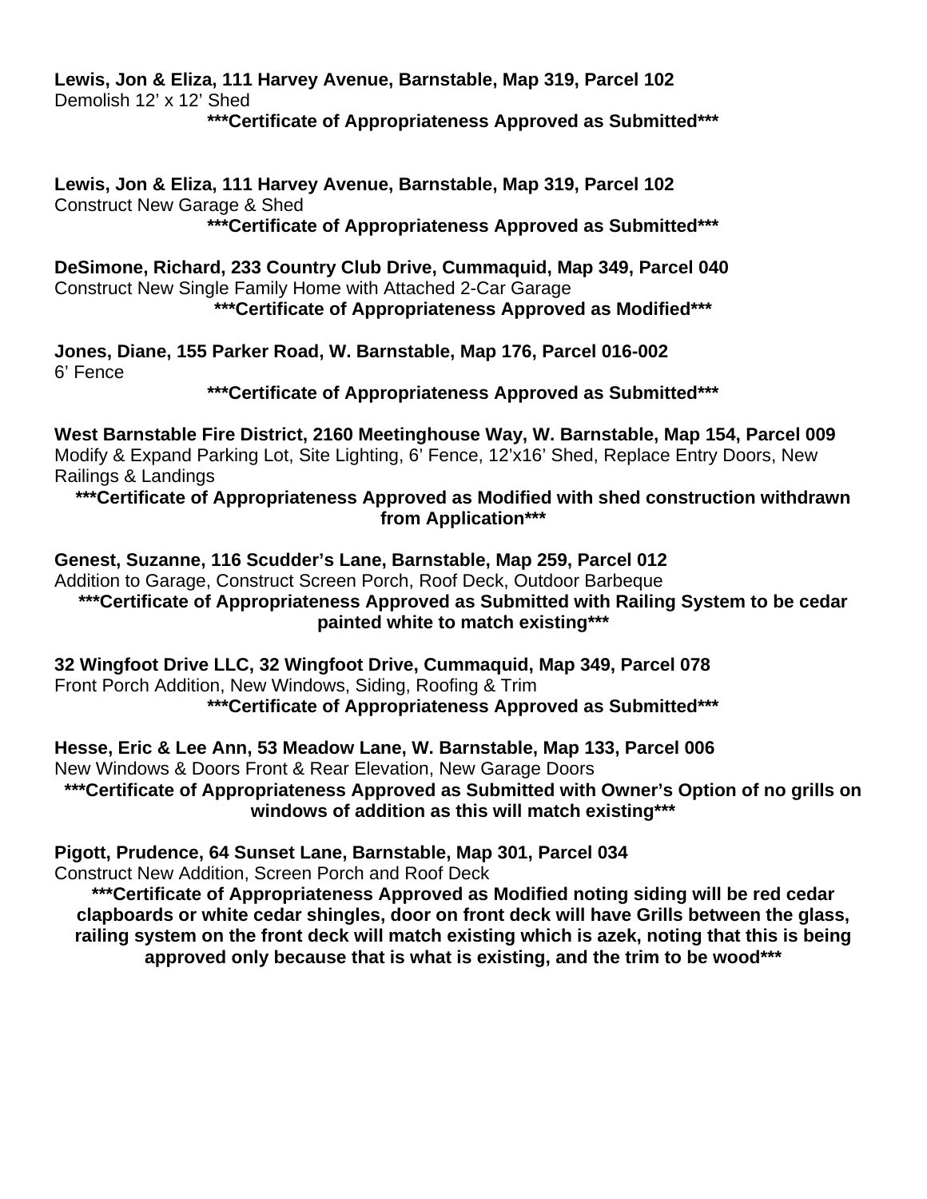**Lewis, Jon & Eliza, 111 Harvey Avenue, Barnstable, Map 319, Parcel 102**
Demolish 12' x 12' Shed

**\*\*\*Certificate of Appropriateness Approved as Submitted\*\*\***

**Lewis, Jon & Eliza, 111 Harvey Avenue, Barnstable, Map 319, Parcel 102**
Construct New Garage & Shed

**\*\*\*Certificate of Appropriateness Approved as Submitted\*\*\***

**DeSimone, Richard, 233 Country Club Drive, Cummaquid, Map 349, Parcel 040**
Construct New Single Family Home with Attached 2-Car Garage

**\*\*\*Certificate of Appropriateness Approved as Modified\*\*\***

**Jones, Diane, 155 Parker Road, W. Barnstable, Map 176, Parcel 016-002**
6' Fence

**\*\*\*Certificate of Appropriateness Approved as Submitted\*\*\***

**West Barnstable Fire District, 2160 Meetinghouse Way, W. Barnstable, Map 154, Parcel 009**
Modify & Expand Parking Lot, Site Lighting, 6' Fence, 12'x16' Shed, Replace Entry Doors, New Railings & Landings

**\*\*\*Certificate of Appropriateness Approved as Modified with shed construction withdrawn from Application\*\*\***

**Genest, Suzanne, 116 Scudder's Lane, Barnstable, Map 259, Parcel 012**
Addition to Garage, Construct Screen Porch, Roof Deck, Outdoor Barbeque

**\*\*\*Certificate of Appropriateness Approved as Submitted with Railing System to be cedar painted white to match existing\*\*\***

**32 Wingfoot Drive LLC, 32 Wingfoot Drive, Cummaquid, Map 349, Parcel 078**
Front Porch Addition, New Windows, Siding, Roofing & Trim

**\*\*\*Certificate of Appropriateness Approved as Submitted\*\*\***

**Hesse, Eric & Lee Ann, 53 Meadow Lane, W. Barnstable, Map 133, Parcel 006**
New Windows & Doors Front & Rear Elevation, New Garage Doors

**\*\*\*Certificate of Appropriateness Approved as Submitted with Owner's Option of no grills on windows of addition as this will match existing\*\*\***

**Pigott, Prudence, 64 Sunset Lane, Barnstable, Map 301, Parcel 034**
Construct New Addition, Screen Porch and Roof Deck

**\*\*\*Certificate of Appropriateness Approved as Modified noting siding will be red cedar clapboards or white cedar shingles, door on front deck will have Grills between the glass, railing system on the front deck will match existing which is azek, noting that this is being approved only because that is what is existing, and the trim to be wood\*\*\***